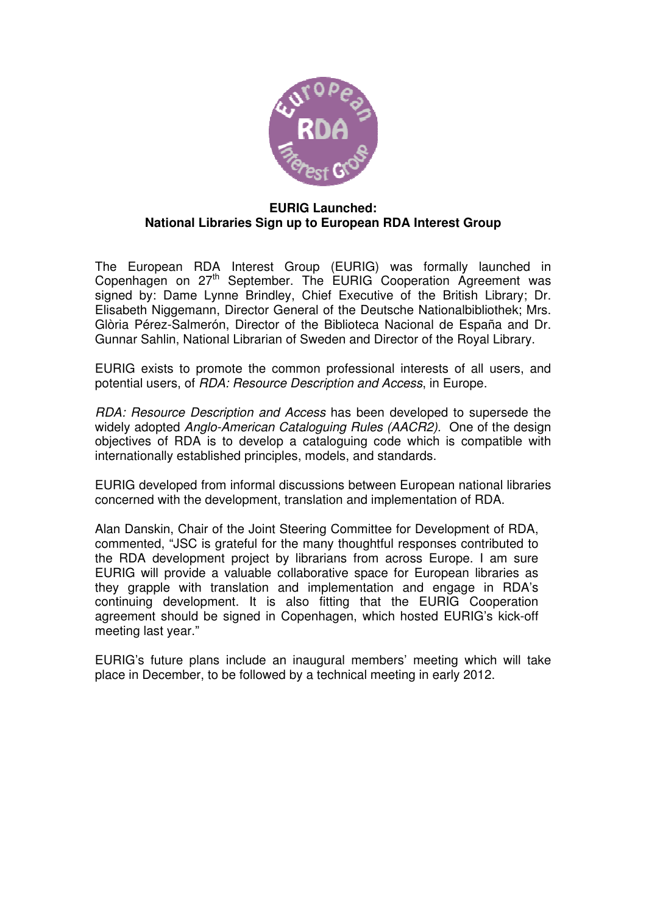**EURIG Launched:**
**National Libraries Sign up to European RDA Interest Group**

The European RDA Interest Group (EURIG) was formally launched in Copenhagen on 27th September. The EURIG Cooperation Agreement was signed by: Dame Lynne Brindley, Chief Executive of the British Library; Dr. Elisabeth Niggemann, Director General of the Deutsche Nationalbibliothek; Mrs. Glòria Pérez-Salmerón, Director of the Biblioteca Nacional de España and Dr. Gunnar Sahlin, National Librarian of Sweden and Director of the Royal Library.

EURIG exists to promote the common professional interests of all users, and potential users, of *RDA: Resource Description and Access*, in Europe.

*RDA: Resource Description and Access* has been developed to supersede the widely adopted *Anglo-American Cataloguing Rules (AACR2).* One of the design objectives of RDA is to develop a cataloguing code which is compatible with internationally established principles, models, and standards.

EURIG developed from informal discussions between European national libraries concerned with the development, translation and implementation of RDA.

Alan Danskin, Chair of the Joint Steering Committee for Development of RDA, commented, "JSC is grateful for the many thoughtful responses contributed to the RDA development project by librarians from across Europe. I am sure EURIG will provide a valuable collaborative space for European libraries as they grapple with translation and implementation and engage in RDA's continuing development. It is also fitting that the EURIG Cooperation agreement should be signed in Copenhagen, which hosted EURIG's kick-off meeting last year."

EURIG's future plans include an inaugural members' meeting which will take place in December, to be followed by a technical meeting in early 2012.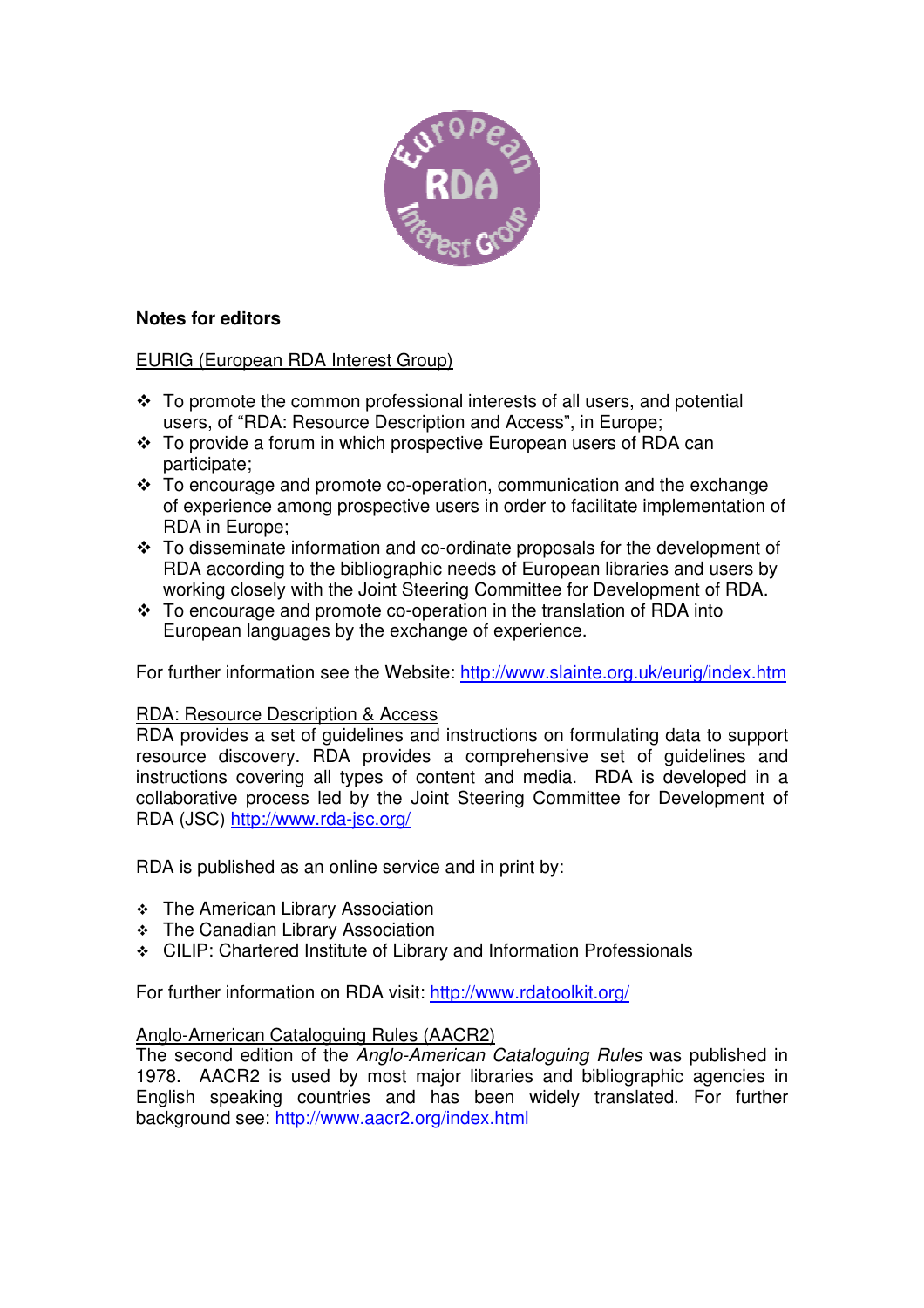**Notes for editors**

EURIG (European RDA Interest Group)

- To promote the common professional interests of all users, and potential users, of "RDA: Resource Description and Access", in Europe;
- To provide a forum in which prospective European users of RDA can participate;
- To encourage and promote co-operation, communication and the exchange of experience among prospective users in order to facilitate implementation of RDA in Europe;
- To disseminate information and co-ordinate proposals for the development of RDA according to the bibliographic needs of European libraries and users by working closely with the Joint Steering Committee for Development of RDA.
- To encourage and promote co-operation in the translation of RDA into European languages by the exchange of experience.

For further information see the Website: http://www.slainte.org.uk/eurig/index.htm

RDA: Resource Description & Access

RDA provides a set of guidelines and instructions on formulating data to support resource discovery. RDA provides a comprehensive set of guidelines and instructions covering all types of content and media. RDA is developed in a collaborative process led by the Joint Steering Committee for Development of RDA (JSC) http://www.rda-jsc.org/

RDA is published as an online service and in print by:

- The American Library Association
- The Canadian Library Association
- CILIP: Chartered Institute of Library and Information Professionals

For further information on RDA visit: http://www.rdatoolkit.org/

Anglo-American Cataloguing Rules (AACR2)

The second edition of the *Anglo-American Cataloguing Rules* was published in 1978. AACR2 is used by most major libraries and bibliographic agencies in English speaking countries and has been widely translated. For further background see: http://www.aacr2.org/index.html